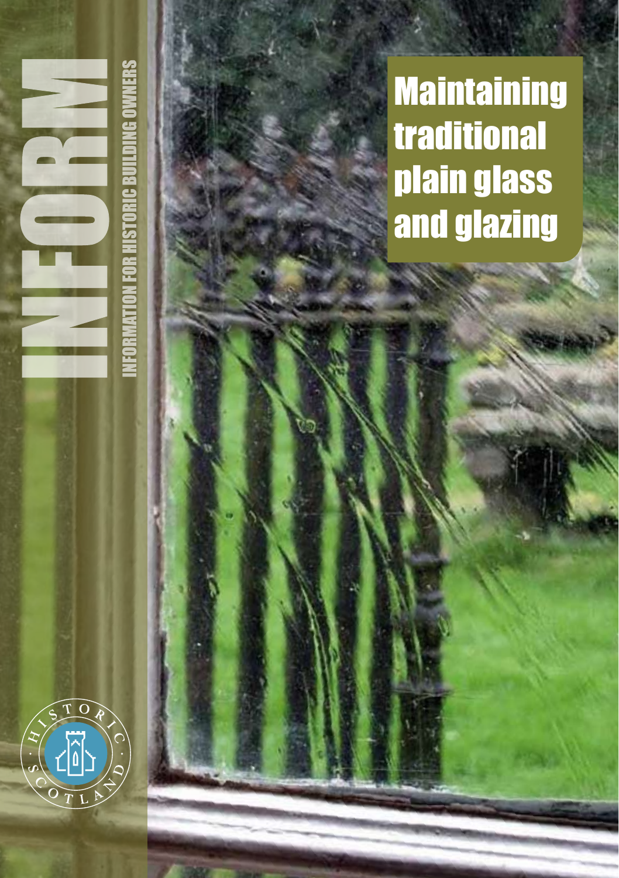# INFORM

INFORMATION FOR HISTORIC BUILDING OWNERS

# Maintaining traditional plain glass and glazing

HISTORIC SCOTLAND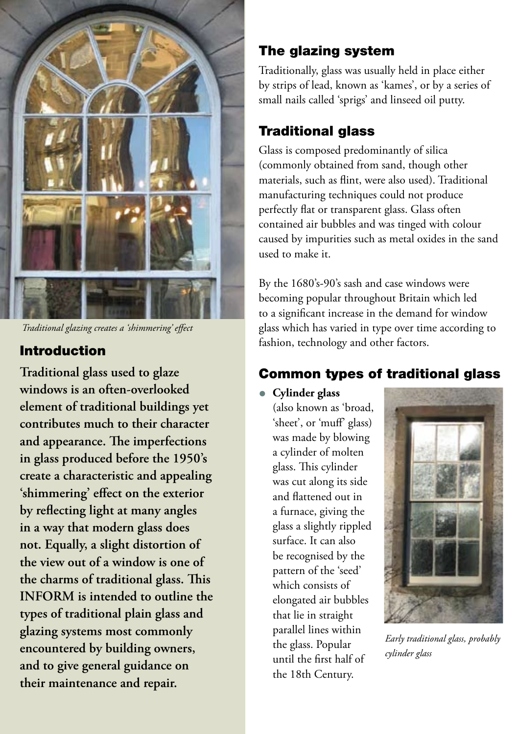*Traditional glazing creates a 'shimmering' effect*

## Introduction

**Traditional glass used to glaze windows is an often-overlooked element of traditional buildings yet contributes much to their character and appearance. The imperfections in glass produced before the 1950's create a characteristic and appealing 'shimmering' effect on the exterior by reflecting light at many angles in a way that modern glass does not. Equally, a slight distortion of the view out of a window is one of the charms of traditional glass. This INFORM is intended to outline the types of traditional plain glass and glazing systems most commonly encountered by building owners, and to give general guidance on their maintenance and repair.**

## The glazing system

Traditionally, glass was usually held in place either by strips of lead, known as 'kames', or by a series of small nails called 'sprigs' and linseed oil putty.

## Traditional glass

Glass is composed predominantly of silica (commonly obtained from sand, though other materials, such as flint, were also used). Traditional manufacturing techniques could not produce perfectly flat or transparent glass. Glass often contained air bubbles and was tinged with colour caused by impurities such as metal oxides in the sand used to make it.

By the 1680's-90's sash and case windows were becoming popular throughout Britain which led to a significant increase in the demand for window glass which has varied in type over time according to fashion, technology and other factors.

## Common types of traditional glass

- **Cylinder glass** (also known as 'broad, 'sheet', or 'muff' glass) was made by blowing a cylinder of molten glass. This cylinder was cut along its side and flattened out in a furnace, giving the glass a slightly rippled surface. It can also be recognised by the pattern of the 'seed' which consists of elongated air bubbles that lie in straight parallel lines within the glass. Popular until the first half of the 18th Century.

*Early traditional glass, probably cylinder glass*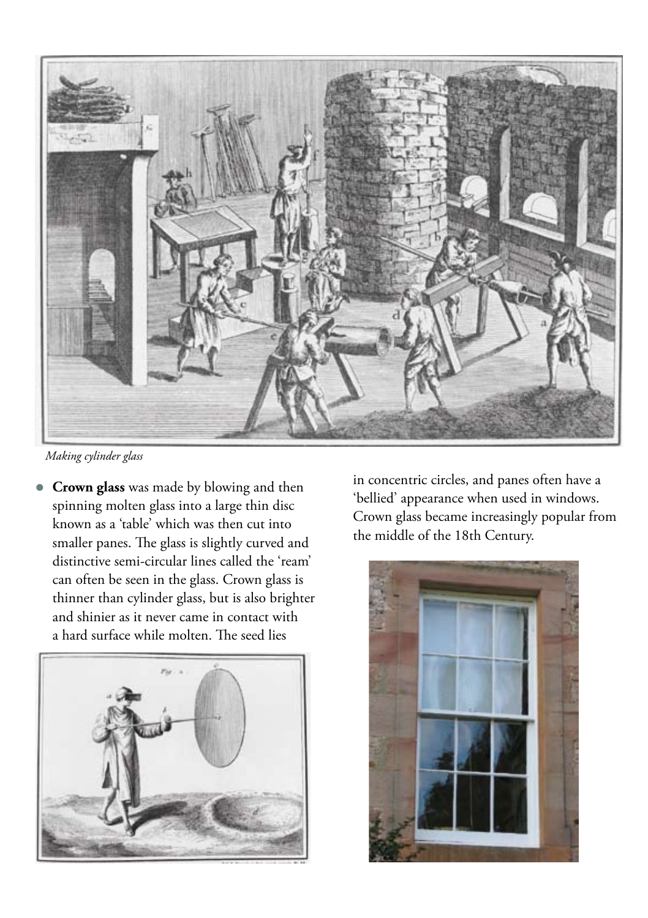*Making cylinder glass*

- **Crown glass** was made by blowing and then spinning molten glass into a large thin disc known as a 'table' which was then cut into smaller panes. The glass is slightly curved and distinctive semi-circular lines called the 'ream' can often be seen in the glass. Crown glass is thinner than cylinder glass, but is also brighter and shinier as it never came in contact with a hard surface while molten. The seed lies in concentric circles, and panes often have a 'bellied' appearance when used in windows. Crown glass became increasingly popular from the middle of the 18th Century.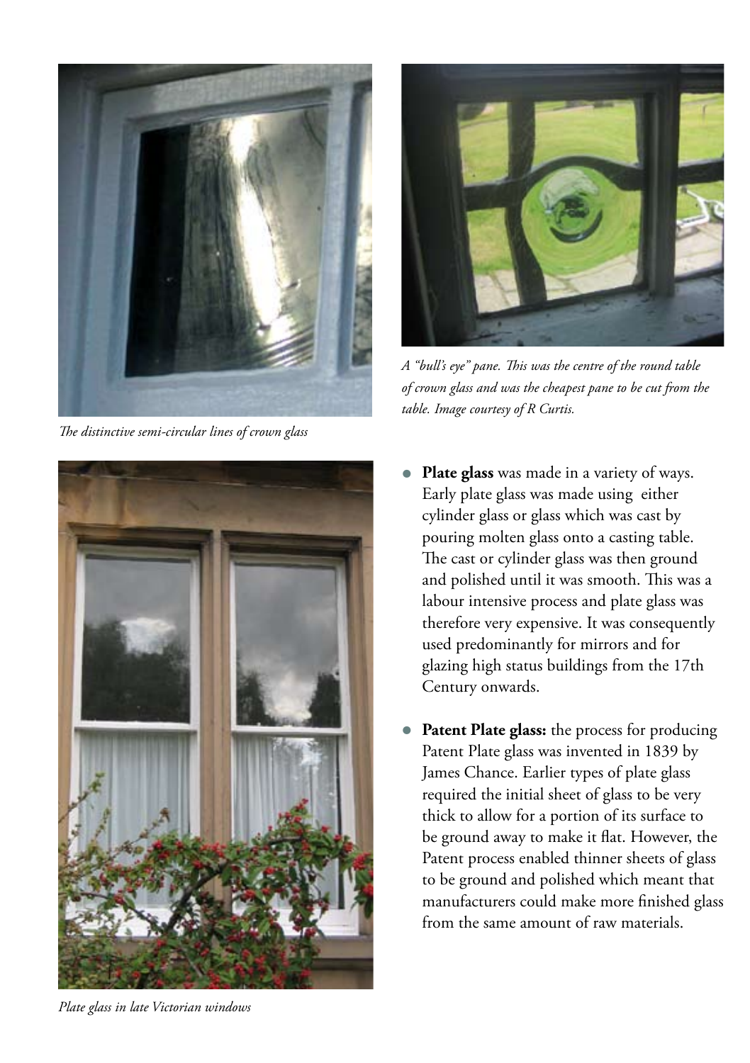The distinctive semi-circular lines of crown glass

A "bull's eye" pane. This was the centre of the round table of crown glass and was the cheapest pane to be cut from the table. Image courtesy of R Curtis.

Plate glass in late Victorian windows

- **Plate glass** was made in a variety of ways. Early plate glass was made using either cylinder glass or glass which was cast by pouring molten glass onto a casting table. The cast or cylinder glass was then ground and polished until it was smooth. This was a labour intensive process and plate glass was therefore very expensive. It was consequently used predominantly for mirrors and for glazing high status buildings from the 17th Century onwards.
- **Patent Plate glass:** the process for producing Patent Plate glass was invented in 1839 by James Chance. Earlier types of plate glass required the initial sheet of glass to be very thick to allow for a portion of its surface to be ground away to make it flat. However, the Patent process enabled thinner sheets of glass to be ground and polished which meant that manufacturers could make more finished glass from the same amount of raw materials.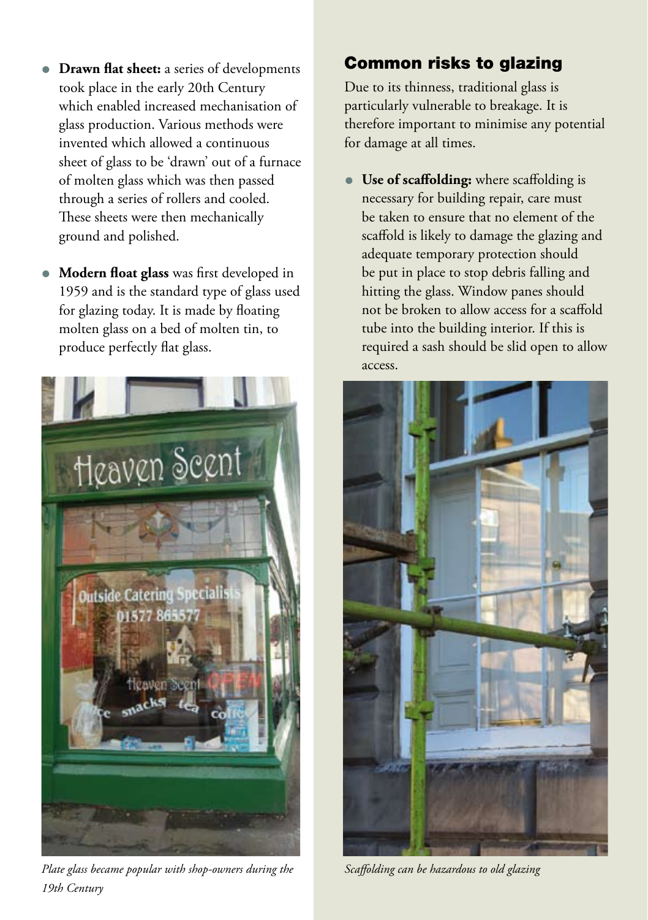- **Drawn flat sheet:** a series of developments took place in the early 20th Century which enabled increased mechanisation of glass production. Various methods were invented which allowed a continuous sheet of glass to be 'drawn' out of a furnace of molten glass which was then passed through a series of rollers and cooled. These sheets were then mechanically ground and polished.

- **Modern float glass** was first developed in 1959 and is the standard type of glass used for glazing today. It is made by floating molten glass on a bed of molten tin, to produce perfectly flat glass.

*Plate glass became popular with shop-owners during the 19th Century*

## Common risks to glazing

Due to its thinness, traditional glass is particularly vulnerable to breakage. It is therefore important to minimise any potential for damage at all times.

- **Use of scaffolding:** where scaffolding is necessary for building repair, care must be taken to ensure that no element of the scaffold is likely to damage the glazing and adequate temporary protection should be put in place to stop debris falling and hitting the glass. Window panes should not be broken to allow access for a scaffold tube into the building interior. If this is required a sash should be slid open to allow access.

*Scaffolding can be hazardous to old glazing*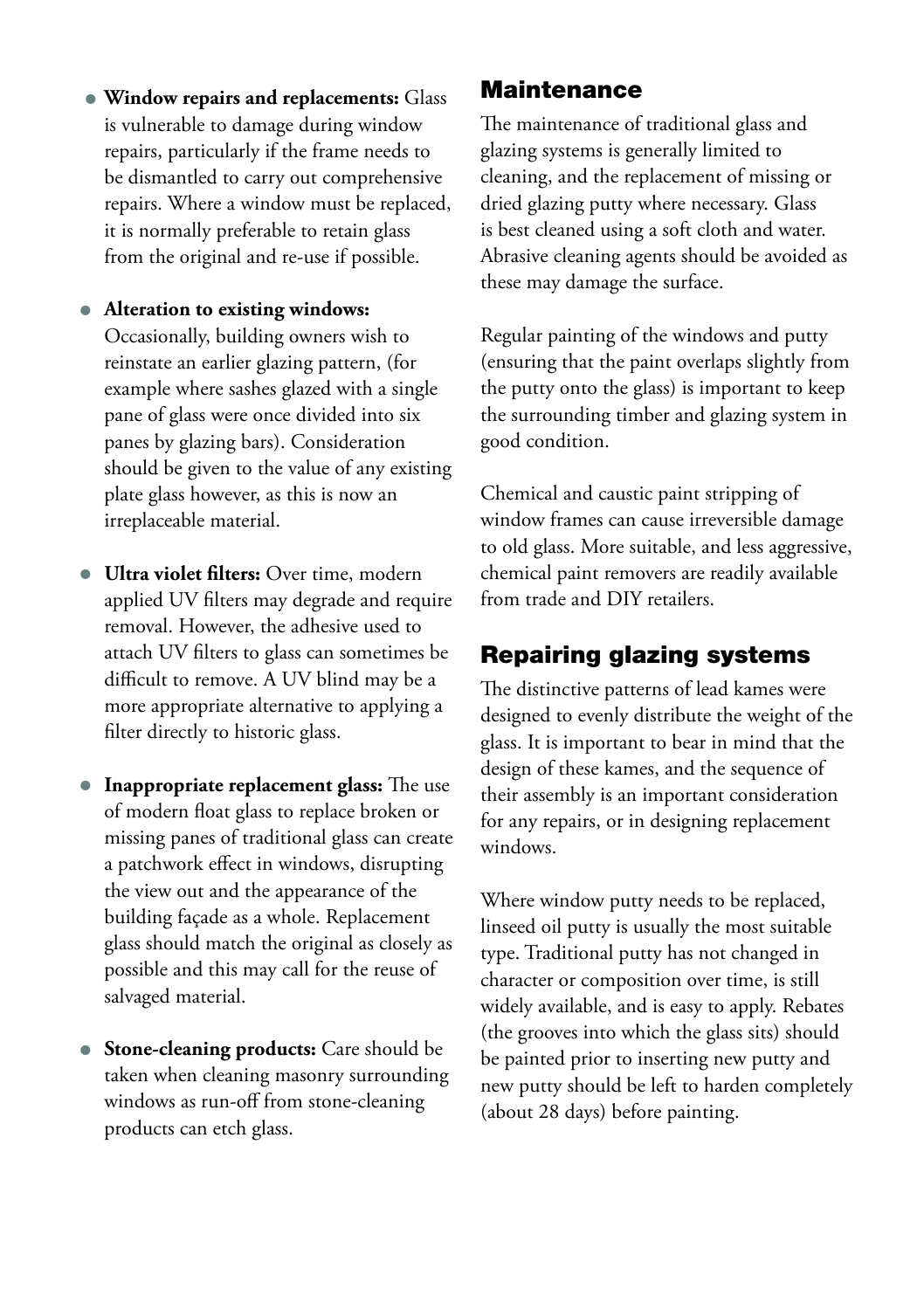- **Window repairs and replacements:** Glass is vulnerable to damage during window repairs, particularly if the frame needs to be dismantled to carry out comprehensive repairs. Where a window must be replaced, it is normally preferable to retain glass from the original and re-use if possible.

- **Alteration to existing windows:** Occasionally, building owners wish to reinstate an earlier glazing pattern, (for example where sashes glazed with a single pane of glass were once divided into six panes by glazing bars). Consideration should be given to the value of any existing plate glass however, as this is now an irreplaceable material.

- **Ultra violet filters:** Over time, modern applied UV filters may degrade and require removal. However, the adhesive used to attach UV filters to glass can sometimes be difficult to remove. A UV blind may be a more appropriate alternative to applying a filter directly to historic glass.

- **Inappropriate replacement glass:** The use of modern float glass to replace broken or missing panes of traditional glass can create a patchwork effect in windows, disrupting the view out and the appearance of the building façade as a whole. Replacement glass should match the original as closely as possible and this may call for the reuse of salvaged material.

- **Stone-cleaning products:** Care should be taken when cleaning masonry surrounding windows as run-off from stone-cleaning products can etch glass.

## Maintenance

The maintenance of traditional glass and glazing systems is generally limited to cleaning, and the replacement of missing or dried glazing putty where necessary. Glass is best cleaned using a soft cloth and water. Abrasive cleaning agents should be avoided as these may damage the surface.

Regular painting of the windows and putty (ensuring that the paint overlaps slightly from the putty onto the glass) is important to keep the surrounding timber and glazing system in good condition.

Chemical and caustic paint stripping of window frames can cause irreversible damage to old glass. More suitable, and less aggressive, chemical paint removers are readily available from trade and DIY retailers.

## Repairing glazing systems

The distinctive patterns of lead kames were designed to evenly distribute the weight of the glass. It is important to bear in mind that the design of these kames, and the sequence of their assembly is an important consideration for any repairs, or in designing replacement windows.

Where window putty needs to be replaced, linseed oil putty is usually the most suitable type. Traditional putty has not changed in character or composition over time, is still widely available, and is easy to apply. Rebates (the grooves into which the glass sits) should be painted prior to inserting new putty and new putty should be left to harden completely (about 28 days) before painting.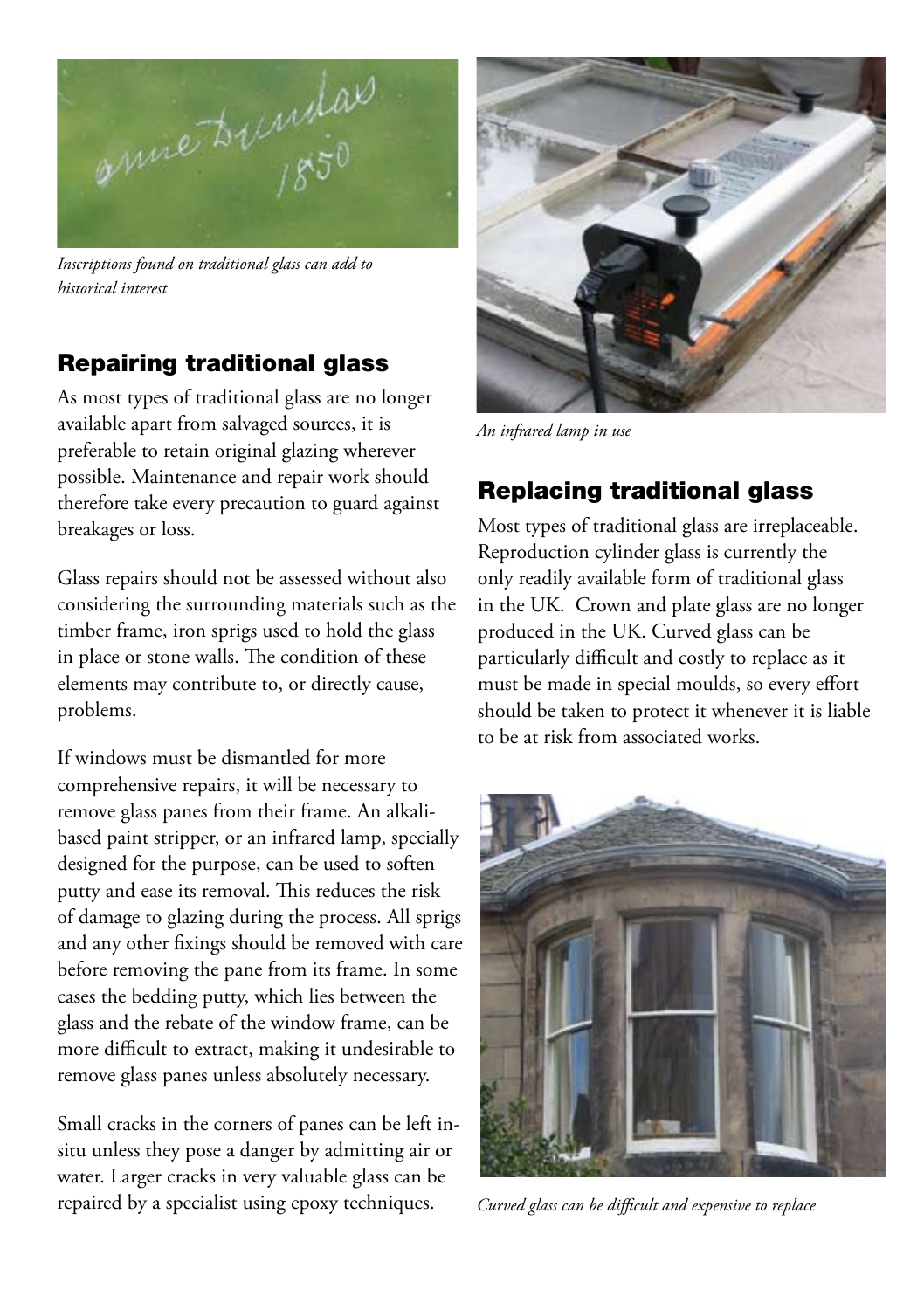*Inscriptions found on traditional glass can add to historical interest*

## Repairing traditional glass

As most types of traditional glass are no longer available apart from salvaged sources, it is preferable to retain original glazing wherever possible. Maintenance and repair work should therefore take every precaution to guard against breakages or loss.

Glass repairs should not be assessed without also considering the surrounding materials such as the timber frame, iron sprigs used to hold the glass in place or stone walls. The condition of these elements may contribute to, or directly cause, problems.

If windows must be dismantled for more comprehensive repairs, it will be necessary to remove glass panes from their frame. An alkali-based paint stripper, or an infrared lamp, specially designed for the purpose, can be used to soften putty and ease its removal. This reduces the risk of damage to glazing during the process. All sprigs and any other fixings should be removed with care before removing the pane from its frame. In some cases the bedding putty, which lies between the glass and the rebate of the window frame, can be more difficult to extract, making it undesirable to remove glass panes unless absolutely necessary.

Small cracks in the corners of panes can be left in-situ unless they pose a danger by admitting air or water. Larger cracks in very valuable glass can be repaired by a specialist using epoxy techniques.

*An infrared lamp in use*

## Replacing traditional glass

Most types of traditional glass are irreplaceable. Reproduction cylinder glass is currently the only readily available form of traditional glass in the UK. Crown and plate glass are no longer produced in the UK. Curved glass can be particularly difficult and costly to replace as it must be made in special moulds, so every effort should be taken to protect it whenever it is liable to be at risk from associated works.

*Curved glass can be difficult and expensive to replace*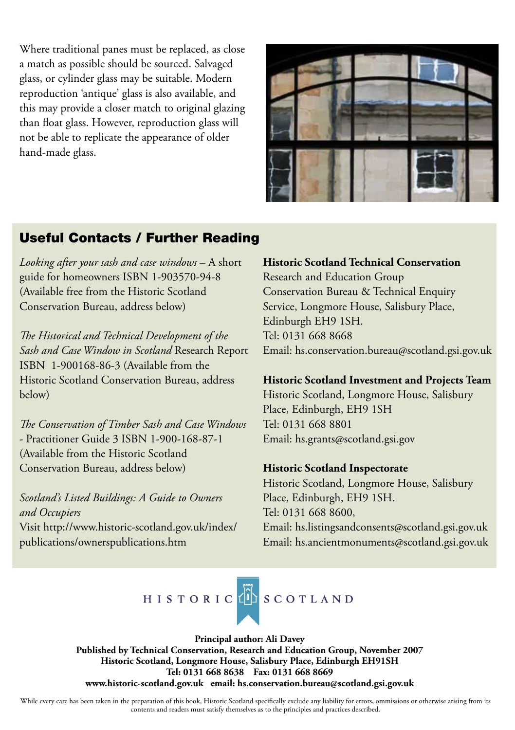Where traditional panes must be replaced, as close a match as possible should be sourced. Salvaged glass, or cylinder glass may be suitable. Modern reproduction 'antique' glass is also available, and this may provide a closer match to original glazing than float glass. However, reproduction glass will not be able to replicate the appearance of older hand-made glass.

## Useful Contacts / Further Reading

*Looking after your sash and case windows* – A short guide for homeowners ISBN 1-903570-94-8 (Available free from the Historic Scotland Conservation Bureau, address below)

*The Historical and Technical Development of the Sash and Case Window in Scotland* Research Report ISBN 1-900168-86-3 (Available from the Historic Scotland Conservation Bureau, address below)

*The Conservation of Timber Sash and Case Windows* - Practitioner Guide 3 ISBN 1-900-168-87-1 (Available from the Historic Scotland Conservation Bureau, address below)

*Scotland's Listed Buildings: A Guide to Owners and Occupiers*
Visit http://www.historic-scotland.gov.uk/index/publications/ownerspublications.htm

**Historic Scotland Technical Conservation**
Research and Education Group
Conservation Bureau & Technical Enquiry Service, Longmore House, Salisbury Place, Edinburgh EH9 1SH.
Tel: 0131 668 8668
Email: hs.conservation.bureau@scotland.gsi.gov.uk

**Historic Scotland Investment and Projects Team**
Historic Scotland, Longmore House, Salisbury Place, Edinburgh, EH9 1SH
Tel: 0131 668 8801
Email: hs.grants@scotland.gsi.gov

**Historic Scotland Inspectorate**
Historic Scotland, Longmore House, Salisbury Place, Edinburgh, EH9 1SH.
Tel: 0131 668 8600,
Email: hs.listingsandconsents@scotland.gsi.gov.uk
Email: hs.ancientmonuments@scotland.gsi.gov.uk

HISTORIC SCOTLAND

**Principal author: Ali Davey**
**Published by Technical Conservation, Research and Education Group, November 2007**
**Historic Scotland, Longmore House, Salisbury Place, Edinburgh EH91SH**
**Tel: 0131 668 8638 Fax: 0131 668 8669**
**www.historic-scotland.gov.uk email: hs.conservation.bureau@scotland.gsi.gov.uk**

While every care has been taken in the preparation of this book, Historic Scotland specifically exclude any liability for errors, ommissions or otherwise arising from its contents and readers must satisfy themselves as to the principles and practices described.